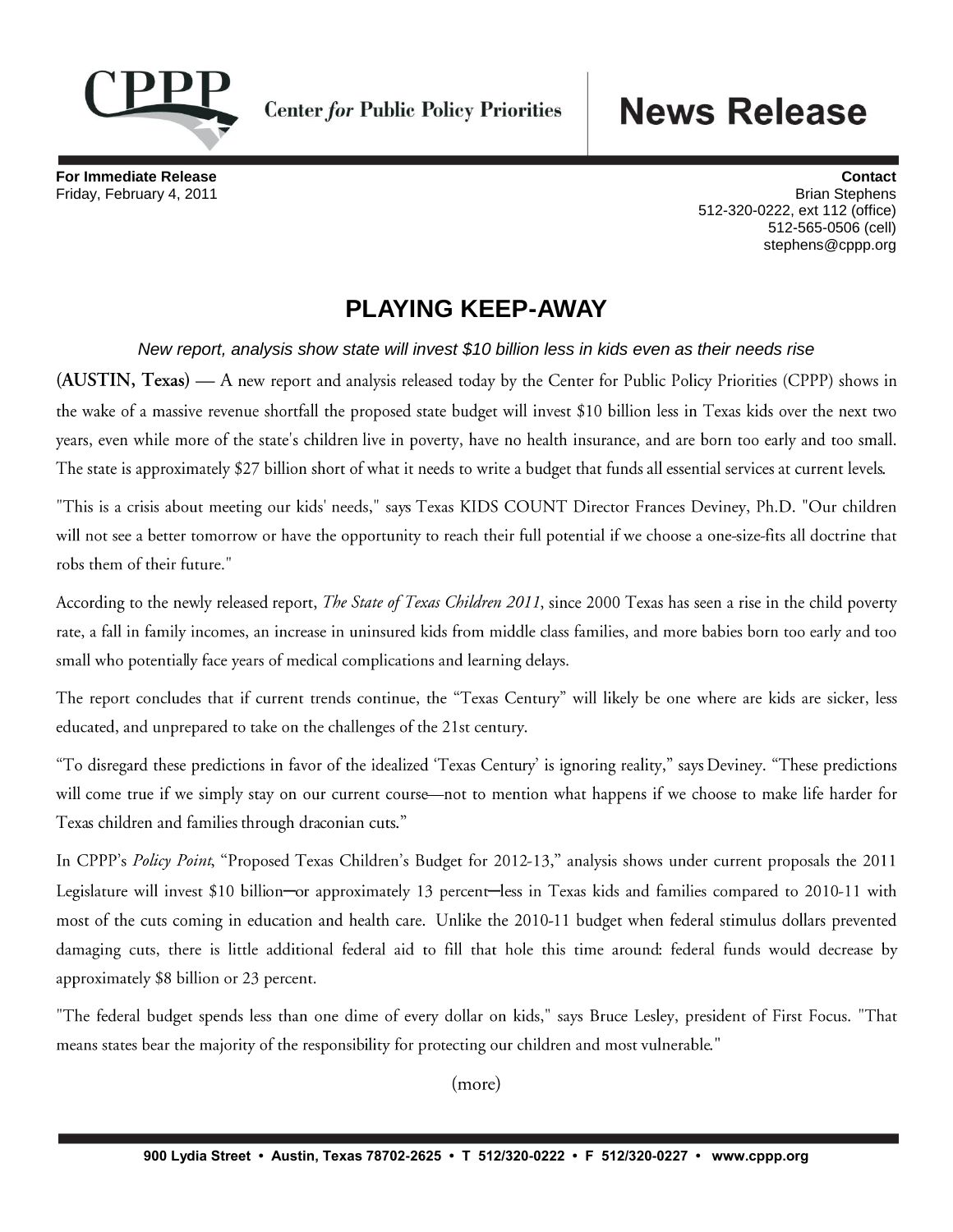**Center for Public Policy Priorities**

# News Release

**For Immediate Release**
Friday, February 4, 2011

**Contact**
Brian Stephens
512-320-0222, ext 112 (office)
512-565-0506 (cell)
stephens@cppp.org

## PLAYING KEEP-AWAY

*New report, analysis show state will invest $10 billion less in kids even as their needs rise*

**(AUSTIN, Texas)** — A new report and analysis released today by the Center for Public Policy Priorities (CPPP) shows in the wake of a massive revenue shortfall the proposed state budget will invest $10 billion less in Texas kids over the next two years, even while more of the state's children live in poverty, have no health insurance, and are born too early and too small. The state is approximately $27 billion short of what it needs to write a budget that funds all essential services at current levels.

"This is a crisis about meeting our kids' needs," says Texas KIDS COUNT Director Frances Deviney, Ph.D. "Our children will not see a better tomorrow or have the opportunity to reach their full potential if we choose a one-size-fits all doctrine that robs them of their future."

According to the newly released report, *The State of Texas Children 2011*, since 2000 Texas has seen a rise in the child poverty rate, a fall in family incomes, an increase in uninsured kids from middle class families, and more babies born too early and too small who potentially face years of medical complications and learning delays.

The report concludes that if current trends continue, the "Texas Century" will likely be one where are kids are sicker, less educated, and unprepared to take on the challenges of the 21st century.

"To disregard these predictions in favor of the idealized 'Texas Century' is ignoring reality," says Deviney. "These predictions will come true if we simply stay on our current course—not to mention what happens if we choose to make life harder for Texas children and families through draconian cuts."

In CPPP's *Policy Point*, "Proposed Texas Children's Budget for 2012-13," analysis shows under current proposals the 2011 Legislature will invest $10 billion—or approximately 13 percent—less in Texas kids and families compared to 2010-11 with most of the cuts coming in education and health care. Unlike the 2010-11 budget when federal stimulus dollars prevented damaging cuts, there is little additional federal aid to fill that hole this time around: federal funds would decrease by approximately $8 billion or 23 percent.

"The federal budget spends less than one dime of every dollar on kids," says Bruce Lesley, president of First Focus. "That means states bear the majority of the responsibility for protecting our children and most vulnerable."

(more)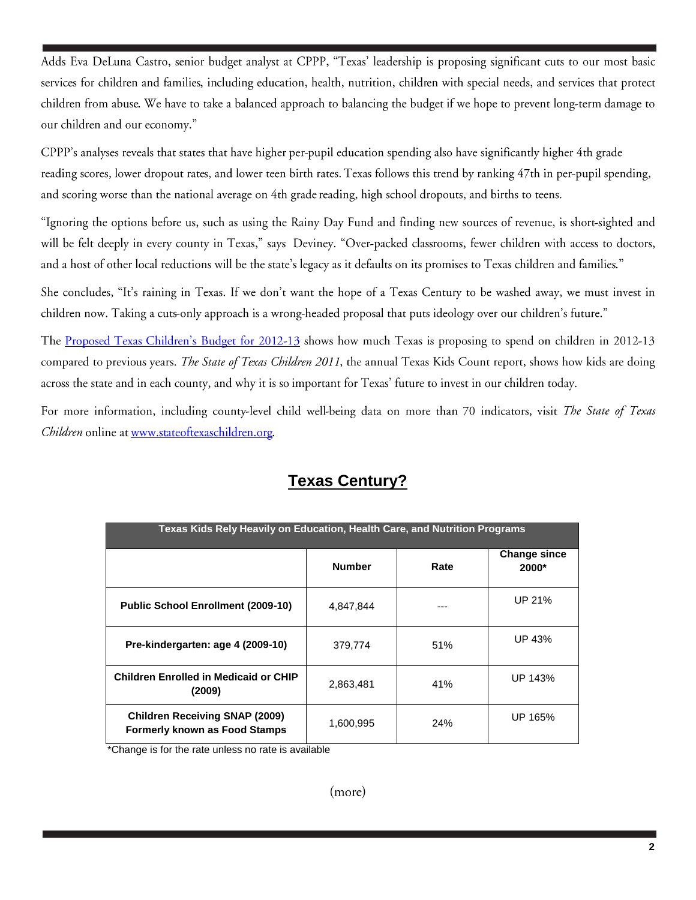Adds Eva DeLuna Castro, senior budget analyst at CPPP, "Texas' leadership is proposing significant cuts to our most basic services for children and families, including education, health, nutrition, children with special needs, and services that protect children from abuse. We have to take a balanced approach to balancing the budget if we hope to prevent long-term damage to our children and our economy."

CPPP's analyses reveals that states that have higher per-pupil education spending also have significantly higher 4th grade reading scores, lower dropout rates, and lower teen birth rates. Texas follows this trend by ranking 47th in per-pupil spending, and scoring worse than the national average on 4th grade reading, high school dropouts, and births to teens.

"Ignoring the options before us, such as using the Rainy Day Fund and finding new sources of revenue, is short-sighted and will be felt deeply in every county in Texas," says Deviney. "Over-packed classrooms, fewer children with access to doctors, and a host of other local reductions will be the state's legacy as it defaults on its promises to Texas children and families."

She concludes, "It's raining in Texas. If we don't want the hope of a Texas Century to be washed away, we must invest in children now. Taking a cuts-only approach is a wrong-headed proposal that puts ideology over our children's future."

The [Proposed Texas Children's Budget for 2012-13]() shows how much Texas is proposing to spend on children in 2012-13 compared to previous years. *The State of Texas Children 2011*, the annual Texas Kids Count report, shows how kids are doing across the state and in each county, and why it is so important for Texas' future to invest in our children today.

For more information, including county-level child well-being data on more than 70 indicators, visit *The State of Texas Children* online at [www.stateoftexaschildren.org]().

## Texas Century?

| Texas Kids Rely Heavily on Education, Health Care, and Nutrition Programs | | | |
|---|---|---|---|
| | **Number** | **Rate** | **Change since 2000*** |
| **Public School Enrollment (2009-10)** | 4,847,844 | --- | UP 21% |
| **Pre-kindergarten: age 4 (2009-10)** | 379,774 | 51% | UP 43% |
| **Children Enrolled in Medicaid or CHIP (2009)** | 2,863,481 | 41% | UP 143% |
| **Children Receiving SNAP (2009) Formerly known as Food Stamps** | 1,600,995 | 24% | UP 165% |

*Change is for the rate unless no rate is available

(more)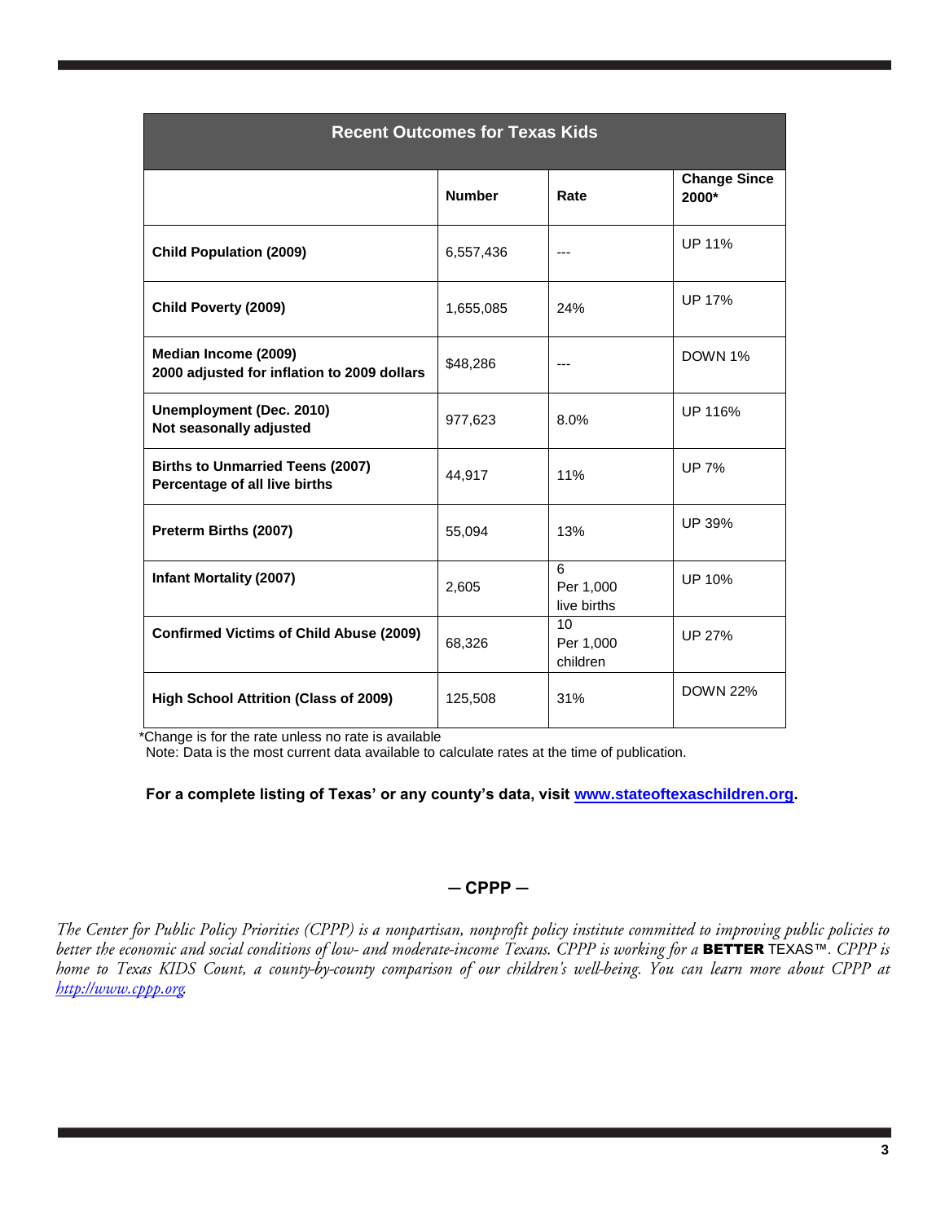| Recent Outcomes for Texas Kids | | | |
|---|---|---|---|
| | **Number** | **Rate** | **Change Since 2000*** |
| **Child Population (2009)** | 6,557,436 | --- | UP 11% |
| **Child Poverty (2009)** | 1,655,085 | 24% | UP 17% |
| **Median Income (2009)**<br>**2000 adjusted for inflation to 2009 dollars** | $48,286 | --- | DOWN 1% |
| **Unemployment (Dec. 2010)**<br>**Not seasonally adjusted** | 977,623 | 8.0% | UP 116% |
| **Births to Unmarried Teens (2007)**<br>**Percentage of all live births** | 44,917 | 11% | UP 7% |
| **Preterm Births (2007)** | 55,094 | 13% | UP 39% |
| **Infant Mortality (2007)** | 2,605 | 6<br>Per 1,000<br>live births | UP 10% |
| **Confirmed Victims of Child Abuse (2009)** | 68,326 | 10<br>Per 1,000<br>children | UP 27% |
| **High School Attrition (Class of 2009)** | 125,508 | 31% | DOWN 22% |

*Change is for the rate unless no rate is available

Note: Data is the most current data available to calculate rates at the time of publication.

**For a complete listing of Texas' or any county's data, visit [www.stateoftexaschildren.org](http://www.stateoftexaschildren.org).**

**— CPPP —**

*The Center for Public Policy Priorities (CPPP) is a nonpartisan, nonprofit policy institute committed to improving public policies to better the economic and social conditions of low- and moderate-income Texans. CPPP is working for a* **BETTER** TEXAS™. *CPPP is home to Texas KIDS Count, a county-by-county comparison of our children's well-being. You can learn more about CPPP at [http://www.cppp.org](http://www.cppp.org).*